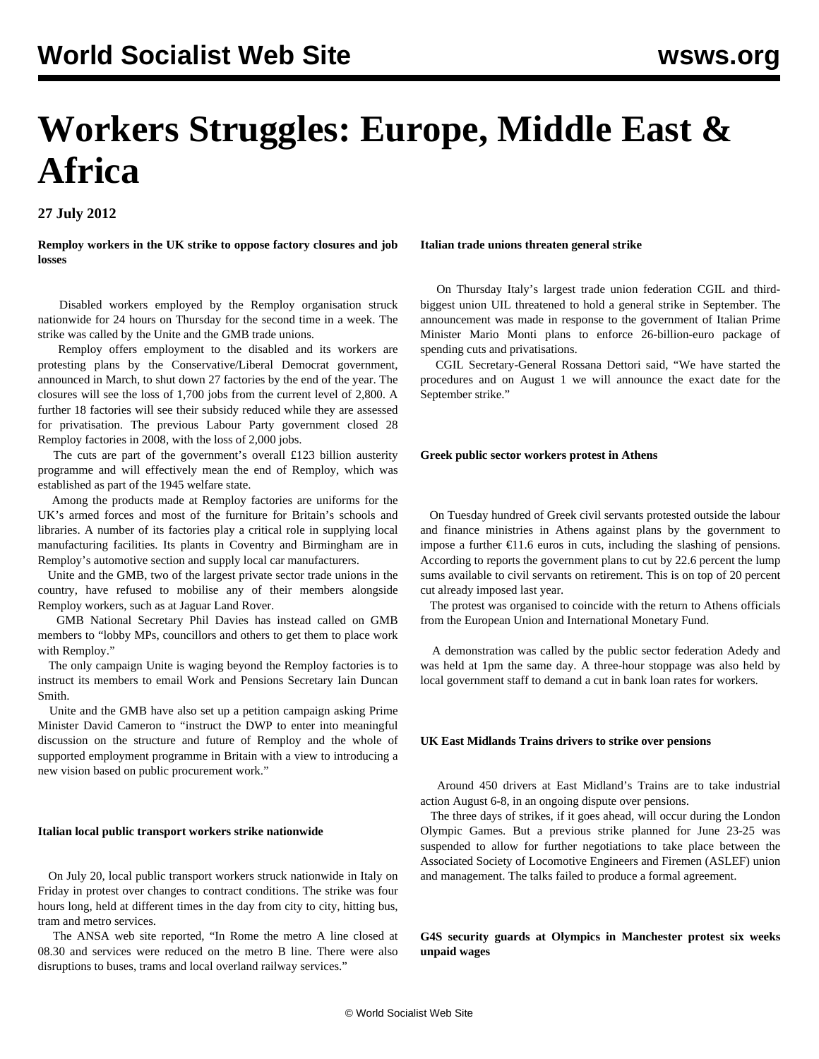# Workers Struggles: Europe, Middle East & Africa

**27 July 2012**

**Remploy workers in the UK strike to oppose factory closures and job losses**

Disabled workers employed by the Remploy organisation struck nationwide for 24 hours on Thursday for the second time in a week. The strike was called by the Unite and the GMB trade unions.

Remploy offers employment to the disabled and its workers are protesting plans by the Conservative/Liberal Democrat government, announced in March, to shut down 27 factories by the end of the year. The closures will see the loss of 1,700 jobs from the current level of 2,800. A further 18 factories will see their subsidy reduced while they are assessed for privatisation. The previous Labour Party government closed 28 Remploy factories in 2008, with the loss of 2,000 jobs.

The cuts are part of the government's overall £123 billion austerity programme and will effectively mean the end of Remploy, which was established as part of the 1945 welfare state.

Among the products made at Remploy factories are uniforms for the UK's armed forces and most of the furniture for Britain's schools and libraries. A number of its factories play a critical role in supplying local manufacturing facilities. Its plants in Coventry and Birmingham are in Remploy's automotive section and supply local car manufacturers.

Unite and the GMB, two of the largest private sector trade unions in the country, have refused to mobilise any of their members alongside Remploy workers, such as at Jaguar Land Rover.

GMB National Secretary Phil Davies has instead called on GMB members to "lobby MPs, councillors and others to get them to place work with Remploy."

The only campaign Unite is waging beyond the Remploy factories is to instruct its members to email Work and Pensions Secretary Iain Duncan Smith.

Unite and the GMB have also set up a petition campaign asking Prime Minister David Cameron to "instruct the DWP to enter into meaningful discussion on the structure and future of Remploy and the whole of supported employment programme in Britain with a view to introducing a new vision based on public procurement work."

**Italian local public transport workers strike nationwide**

On July 20, local public transport workers struck nationwide in Italy on Friday in protest over changes to contract conditions. The strike was four hours long, held at different times in the day from city to city, hitting bus, tram and metro services.

The ANSA web site reported, "In Rome the metro A line closed at 08.30 and services were reduced on the metro B line. There were also disruptions to buses, trams and local overland railway services."

**Italian trade unions threaten general strike**

On Thursday Italy's largest trade union federation CGIL and third-biggest union UIL threatened to hold a general strike in September. The announcement was made in response to the government of Italian Prime Minister Mario Monti plans to enforce 26-billion-euro package of spending cuts and privatisations.

CGIL Secretary-General Rossana Dettori said, "We have started the procedures and on August 1 we will announce the exact date for the September strike."

**Greek public sector workers protest in Athens**

On Tuesday hundred of Greek civil servants protested outside the labour and finance ministries in Athens against plans by the government to impose a further €11.6 euros in cuts, including the slashing of pensions. According to reports the government plans to cut by 22.6 percent the lump sums available to civil servants on retirement. This is on top of 20 percent cut already imposed last year.

The protest was organised to coincide with the return to Athens officials from the European Union and International Monetary Fund.

A demonstration was called by the public sector federation Adedy and was held at 1pm the same day. A three-hour stoppage was also held by local government staff to demand a cut in bank loan rates for workers.

**UK East Midlands Trains drivers to strike over pensions**

Around 450 drivers at East Midland's Trains are to take industrial action August 6-8, in an ongoing dispute over pensions.

The three days of strikes, if it goes ahead, will occur during the London Olympic Games. But a previous strike planned for June 23-25 was suspended to allow for further negotiations to take place between the Associated Society of Locomotive Engineers and Firemen (ASLEF) union and management. The talks failed to produce a formal agreement.

**G4S security guards at Olympics in Manchester protest six weeks unpaid wages**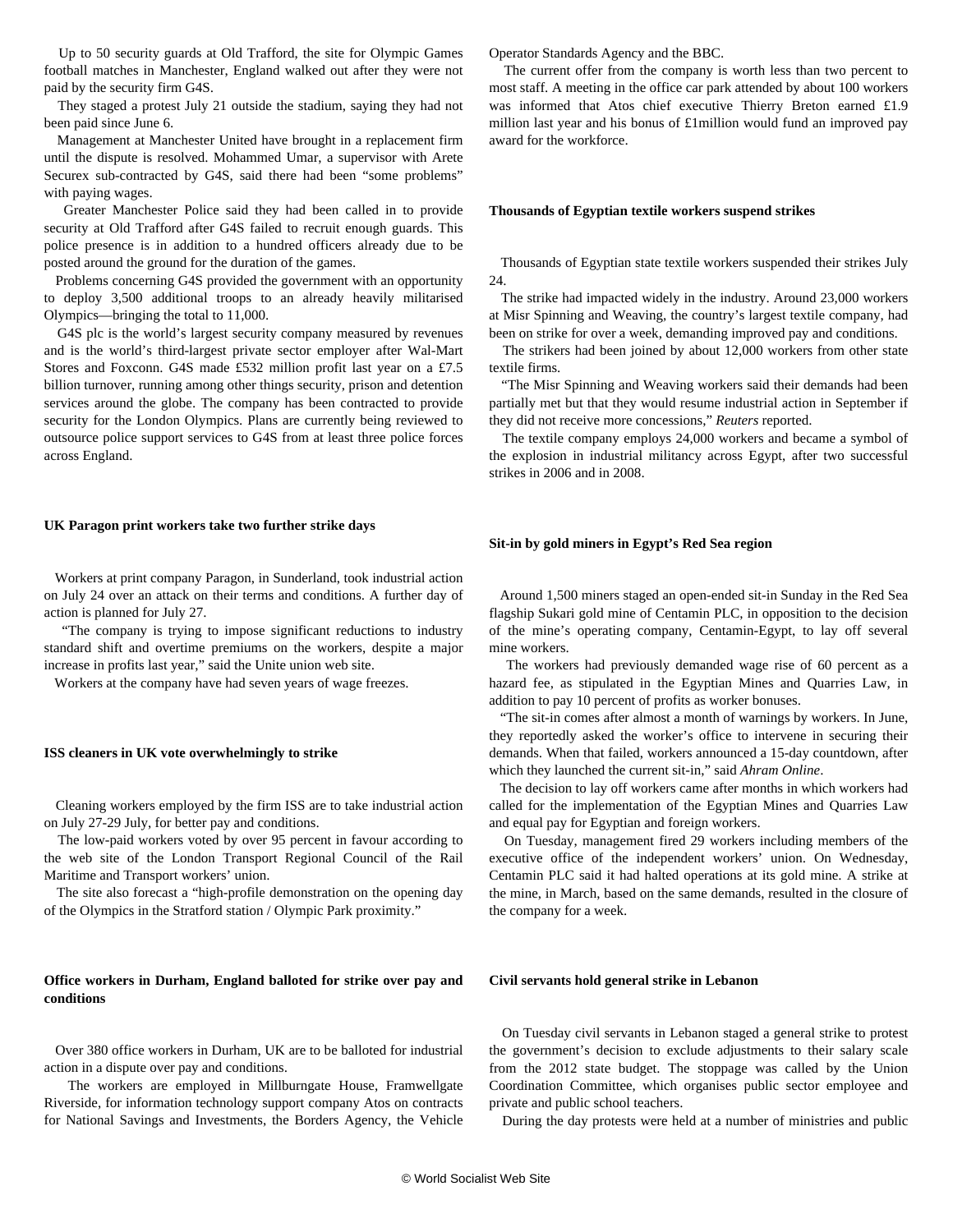Up to 50 security guards at Old Trafford, the site for Olympic Games football matches in Manchester, England walked out after they were not paid by the security firm G4S.

They staged a protest July 21 outside the stadium, saying they had not been paid since June 6.

Management at Manchester United have brought in a replacement firm until the dispute is resolved. Mohammed Umar, a supervisor with Arete Securex sub-contracted by G4S, said there had been "some problems" with paying wages.

Greater Manchester Police said they had been called in to provide security at Old Trafford after G4S failed to recruit enough guards. This police presence is in addition to a hundred officers already due to be posted around the ground for the duration of the games.

Problems concerning G4S provided the government with an opportunity to deploy 3,500 additional troops to an already heavily militarised Olympics—bringing the total to 11,000.

G4S plc is the world's largest security company measured by revenues and is the world's third-largest private sector employer after Wal-Mart Stores and Foxconn. G4S made £532 million profit last year on a £7.5 billion turnover, running among other things security, prison and detention services around the globe. The company has been contracted to provide security for the London Olympics. Plans are currently being reviewed to outsource police support services to G4S from at least three police forces across England.

**UK Paragon print workers take two further strike days**

Workers at print company Paragon, in Sunderland, took industrial action on July 24 over an attack on their terms and conditions. A further day of action is planned for July 27.

"The company is trying to impose significant reductions to industry standard shift and overtime premiums on the workers, despite a major increase in profits last year," said the Unite union web site.

Workers at the company have had seven years of wage freezes.

**ISS cleaners in UK vote overwhelmingly to strike**

Cleaning workers employed by the firm ISS are to take industrial action on July 27-29 July, for better pay and conditions.

The low-paid workers voted by over 95 percent in favour according to the web site of the London Transport Regional Council of the Rail Maritime and Transport workers' union.

The site also forecast a "high-profile demonstration on the opening day of the Olympics in the Stratford station / Olympic Park proximity."

**Office workers in Durham, England balloted for strike over pay and conditions**

Over 380 office workers in Durham, UK are to be balloted for industrial action in a dispute over pay and conditions.

The workers are employed in Millburngate House, Framwellgate Riverside, for information technology support company Atos on contracts for National Savings and Investments, the Borders Agency, the Vehicle Operator Standards Agency and the BBC.

The current offer from the company is worth less than two percent to most staff. A meeting in the office car park attended by about 100 workers was informed that Atos chief executive Thierry Breton earned £1.9 million last year and his bonus of £1million would fund an improved pay award for the workforce.

**Thousands of Egyptian textile workers suspend strikes**

Thousands of Egyptian state textile workers suspended their strikes July 24.

The strike had impacted widely in the industry. Around 23,000 workers at Misr Spinning and Weaving, the country's largest textile company, had been on strike for over a week, demanding improved pay and conditions.

The strikers had been joined by about 12,000 workers from other state textile firms.

"The Misr Spinning and Weaving workers said their demands had been partially met but that they would resume industrial action in September if they did not receive more concessions," *Reuters* reported.

The textile company employs 24,000 workers and became a symbol of the explosion in industrial militancy across Egypt, after two successful strikes in 2006 and in 2008.

**Sit-in by gold miners in Egypt's Red Sea region**

Around 1,500 miners staged an open-ended sit-in Sunday in the Red Sea flagship Sukari gold mine of Centamin PLC, in opposition to the decision of the mine's operating company, Centamin-Egypt, to lay off several mine workers.

The workers had previously demanded wage rise of 60 percent as a hazard fee, as stipulated in the Egyptian Mines and Quarries Law, in addition to pay 10 percent of profits as worker bonuses.

"The sit-in comes after almost a month of warnings by workers. In June, they reportedly asked the worker's office to intervene in securing their demands. When that failed, workers announced a 15-day countdown, after which they launched the current sit-in," said *Ahram Online*.

The decision to lay off workers came after months in which workers had called for the implementation of the Egyptian Mines and Quarries Law and equal pay for Egyptian and foreign workers.

On Tuesday, management fired 29 workers including members of the executive office of the independent workers' union. On Wednesday, Centamin PLC said it had halted operations at its gold mine. A strike at the mine, in March, based on the same demands, resulted in the closure of the company for a week.

**Civil servants hold general strike in Lebanon**

On Tuesday civil servants in Lebanon staged a general strike to protest the government's decision to exclude adjustments to their salary scale from the 2012 state budget. The stoppage was called by the Union Coordination Committee, which organises public sector employee and private and public school teachers.

During the day protests were held at a number of ministries and public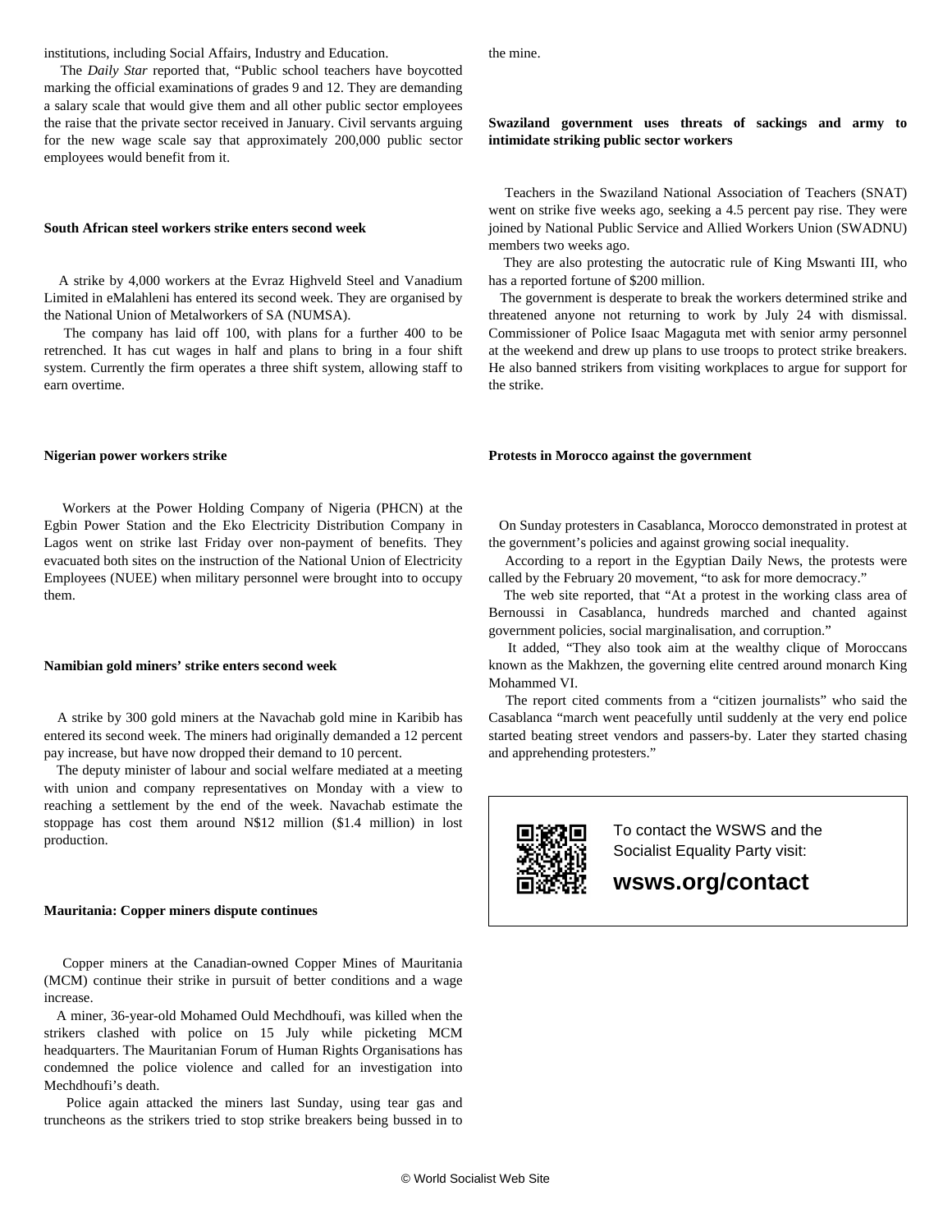institutions, including Social Affairs, Industry and Education.

The *Daily Star* reported that, "Public school teachers have boycotted marking the official examinations of grades 9 and 12. They are demanding a salary scale that would give them and all other public sector employees the raise that the private sector received in January. Civil servants arguing for the new wage scale say that approximately 200,000 public sector employees would benefit from it.

**South African steel workers strike enters second week**

A strike by 4,000 workers at the Evraz Highveld Steel and Vanadium Limited in eMalahleni has entered its second week. They are organised by the National Union of Metalworkers of SA (NUMSA).

The company has laid off 100, with plans for a further 400 to be retrenched. It has cut wages in half and plans to bring in a four shift system. Currently the firm operates a three shift system, allowing staff to earn overtime.

**Nigerian power workers strike**

Workers at the Power Holding Company of Nigeria (PHCN) at the Egbin Power Station and the Eko Electricity Distribution Company in Lagos went on strike last Friday over non-payment of benefits. They evacuated both sites on the instruction of the National Union of Electricity Employees (NUEE) when military personnel were brought into to occupy them.

**Namibian gold miners' strike enters second week**

A strike by 300 gold miners at the Navachab gold mine in Karibib has entered its second week. The miners had originally demanded a 12 percent pay increase, but have now dropped their demand to 10 percent.

The deputy minister of labour and social welfare mediated at a meeting with union and company representatives on Monday with a view to reaching a settlement by the end of the week. Navachab estimate the stoppage has cost them around N$12 million ($1.4 million) in lost production.

**Mauritania: Copper miners dispute continues**

Copper miners at the Canadian-owned Copper Mines of Mauritania (MCM) continue their strike in pursuit of better conditions and a wage increase.

A miner, 36-year-old Mohamed Ould Mechdhoufi, was killed when the strikers clashed with police on 15 July while picketing MCM headquarters. The Mauritanian Forum of Human Rights Organisations has condemned the police violence and called for an investigation into Mechdhoufi's death.

Police again attacked the miners last Sunday, using tear gas and truncheons as the strikers tried to stop strike breakers being bussed in to the mine.

**Swaziland government uses threats of sackings and army to intimidate striking public sector workers**

Teachers in the Swaziland National Association of Teachers (SNAT) went on strike five weeks ago, seeking a 4.5 percent pay rise. They were joined by National Public Service and Allied Workers Union (SWADNU) members two weeks ago.

They are also protesting the autocratic rule of King Mswanti III, who has a reported fortune of $200 million.

The government is desperate to break the workers determined strike and threatened anyone not returning to work by July 24 with dismissal. Commissioner of Police Isaac Magaguta met with senior army personnel at the weekend and drew up plans to use troops to protect strike breakers. He also banned strikers from visiting workplaces to argue for support for the strike.

**Protests in Morocco against the government**

On Sunday protesters in Casablanca, Morocco demonstrated in protest at the government's policies and against growing social inequality.

According to a report in the Egyptian Daily News, the protests were called by the February 20 movement, "to ask for more democracy."

The web site reported, that "At a protest in the working class area of Bernoussi in Casablanca, hundreds marched and chanted against government policies, social marginalisation, and corruption."

It added, "They also took aim at the wealthy clique of Moroccans known as the Makhzen, the governing elite centred around monarch King Mohammed VI.

The report cited comments from a "citizen journalists" who said the Casablanca "march went peacefully until suddenly at the very end police started beating street vendors and passers-by. Later they started chasing and apprehending protesters."

To contact the WSWS and the Socialist Equality Party visit:

**wsws.org/contact**